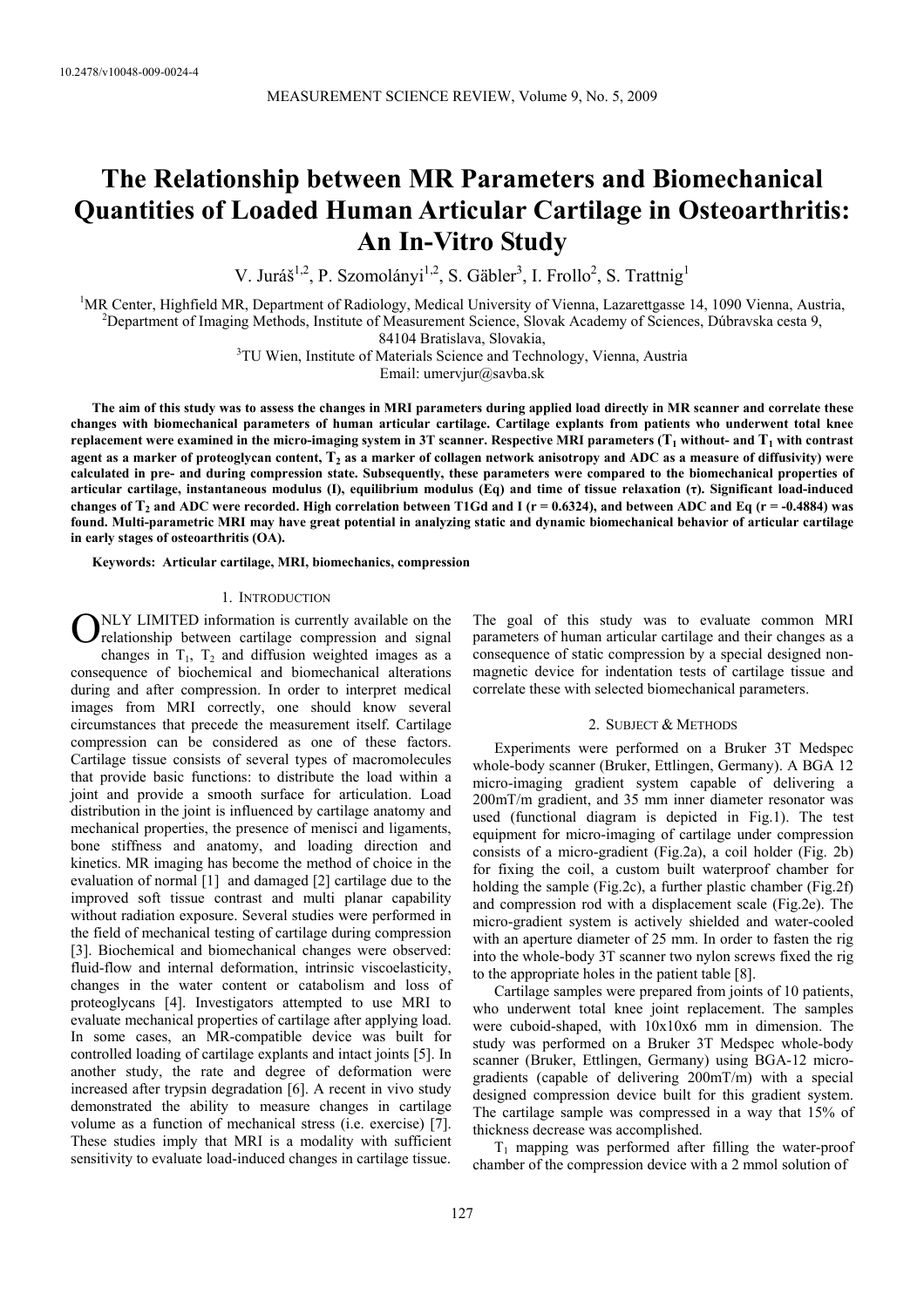10.2478/v10048-009-0024-4

# The Relationship between MR Parameters and Biomechanical Quantities of Loaded Human Articular Cartilage in Osteoarthritis: An In-Vitro Study

V. Juráš[1,2], P. Szomolányi[1,2], S. Gäbler[3], I. Frollo[2], S. Trattnig[1]

[1]MR Center, Highfield MR, Department of Radiology, Medical University of Vienna, Lazarettgasse 14, 1090 Vienna, Austria,
[2]Department of Imaging Methods, Institute of Measurement Science, Slovak Academy of Sciences, Dúbravska cesta 9, 84104 Bratislava, Slovakia,
[3]TU Wien, Institute of Materials Science and Technology, Vienna, Austria
Email: umervjur@savba.sk

**The aim of this study was to assess the changes in MRI parameters during applied load directly in MR scanner and correlate these changes with biomechanical parameters of human articular cartilage. Cartilage explants from patients who underwent total knee replacement were examined in the micro-imaging system in 3T scanner. Respective MRI parameters ($T_1$ without- and $T_1$ with contrast agent as a marker of proteoglycan content, $T_2$ as a marker of collagen network anisotropy and ADC as a measure of diffusivity) were calculated in pre- and during compression state. Subsequently, these parameters were compared to the biomechanical properties of articular cartilage, instantaneous modulus (I), equilibrium modulus (Eq) and time of tissue relaxation (τ). Significant load-induced changes of $T_2$ and ADC were recorded. High correlation between T1Gd and I ($r = 0.6324$), and between ADC and Eq ($r = -0.4884$) was found. Multi-parametric MRI may have great potential in analyzing static and dynamic biomechanical behavior of articular cartilage in early stages of osteoarthritis (OA).**

**Keywords: Articular cartilage, MRI, biomechanics, compression**

## 1. Introduction

Only limited information is currently available on the relationship between cartilage compression and signal changes in $T_1$, $T_2$ and diffusion weighted images as a consequence of biochemical and biomechanical alterations during and after compression. In order to interpret medical images from MRI correctly, one should know several circumstances that precede the measurement itself. Cartilage compression can be considered as one of these factors. Cartilage tissue consists of several types of macromolecules that provide basic functions: to distribute the load within a joint and provide a smooth surface for articulation. Load distribution in the joint is influenced by cartilage anatomy and mechanical properties, the presence of menisci and ligaments, bone stiffness and anatomy, and loading direction and kinetics. MR imaging has become the method of choice in the evaluation of normal [1] and damaged [2] cartilage due to the improved soft tissue contrast and multi planar capability without radiation exposure. Several studies were performed in the field of mechanical testing of cartilage during compression [3]. Biochemical and biomechanical changes were observed: fluid-flow and internal deformation, intrinsic viscoelasticity, changes in the water content or catabolism and loss of proteoglycans [4]. Investigators attempted to use MRI to evaluate mechanical properties of cartilage after applying load. In some cases, an MR-compatible device was built for controlled loading of cartilage explants and intact joints [5]. In another study, the rate and degree of deformation were increased after trypsin degradation [6]. A recent in vivo study demonstrated the ability to measure changes in cartilage volume as a function of mechanical stress (i.e. exercise) [7]. These studies imply that MRI is a modality with sufficient sensitivity to evaluate load-induced changes in cartilage tissue.

The goal of this study was to evaluate common MRI parameters of human articular cartilage and their changes as a consequence of static compression by a special designed non-magnetic device for indentation tests of cartilage tissue and correlate these with selected biomechanical parameters.

## 2. Subject & Methods

Experiments were performed on a Bruker 3T Medspec whole-body scanner (Bruker, Ettlingen, Germany). A BGA 12 micro-imaging gradient system capable of delivering a 200mT/m gradient, and 35 mm inner diameter resonator was used (functional diagram is depicted in Fig.1). The test equipment for micro-imaging of cartilage under compression consists of a micro-gradient (Fig.2a), a coil holder (Fig. 2b) for fixing the coil, a custom built waterproof chamber for holding the sample (Fig.2c), a further plastic chamber (Fig.2f) and compression rod with a displacement scale (Fig.2e). The micro-gradient system is actively shielded and water-cooled with an aperture diameter of 25 mm. In order to fasten the rig into the whole-body 3T scanner two nylon screws fixed the rig to the appropriate holes in the patient table [8].

Cartilage samples were prepared from joints of 10 patients, who underwent total knee joint replacement. The samples were cuboid-shaped, with 10x10x6 mm in dimension. The study was performed on a Bruker 3T Medspec whole-body scanner (Bruker, Ettlingen, Germany) using BGA-12 micro-gradients (capable of delivering 200mT/m) with a special designed compression device built for this gradient system. The cartilage sample was compressed in a way that 15% of thickness decrease was accomplished.

$T_1$ mapping was performed after filling the water-proof chamber of the compression device with a 2 mmol solution of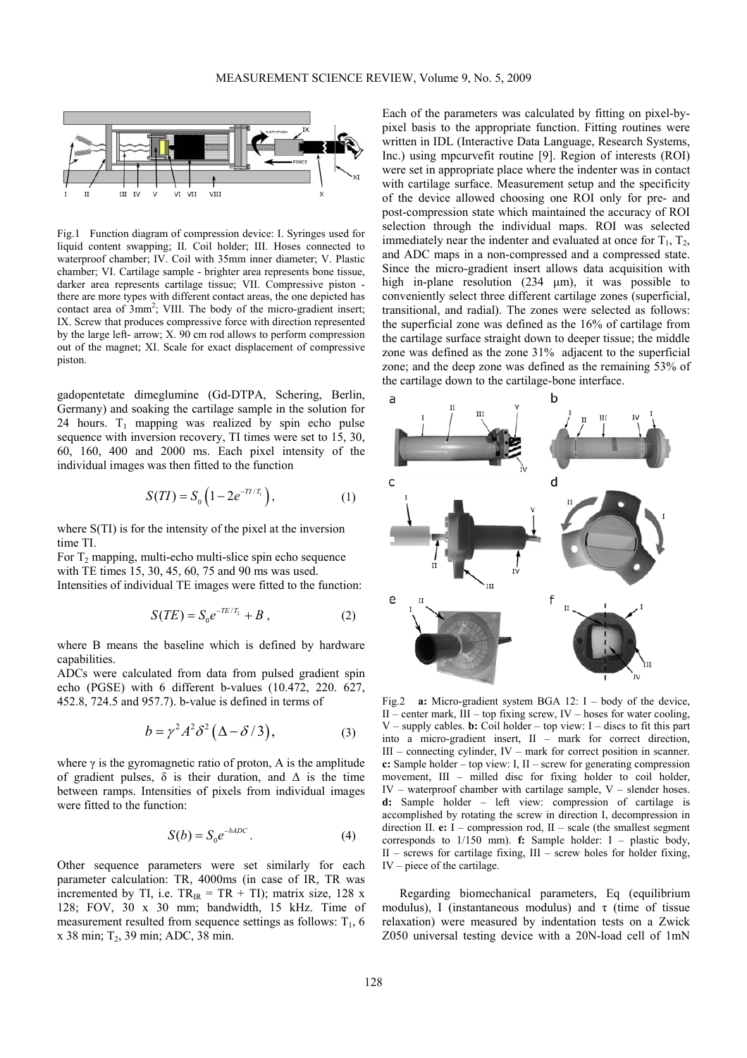Fig.1 Function diagram of compression device: I. Syringes used for liquid content swapping; II. Coil holder; III. Hoses connected to waterproof chamber; IV. Coil with 35mm inner diameter; V. Plastic chamber; VI. Cartilage sample - brighter area represents bone tissue, darker area represents cartilage tissue; VII. Compressive piston - there are more types with different contact areas, the one depicted has contact area of 3mm$^2$; VIII. The body of the micro-gradient insert; IX. Screw that produces compressive force with direction represented by the large left- arrow; X. 90 cm rod allows to perform compression out of the magnet; XI. Scale for exact displacement of compressive piston.

gadopentetate dimeglumine (Gd-DTPA, Schering, Berlin, Germany) and soaking the cartilage sample in the solution for 24 hours. $T_1$ mapping was realized by spin echo pulse sequence with inversion recovery, TI times were set to 15, 30, 60, 160, 400 and 2000 ms. Each pixel intensity of the individual images was then fitted to the function

$$S(TI) = S_0\left(1 - 2e^{-TI/T_1}\right), \tag{1}$$

where S(TI) is for the intensity of the pixel at the inversion time TI.

For $T_2$ mapping, multi-echo multi-slice spin echo sequence with TE times 15, 30, 45, 60, 75 and 90 ms was used.
Intensities of individual TE images were fitted to the function:

$$S(TE) = S_0 e^{-TE/T_2} + B, \tag{2}$$

where B means the baseline which is defined by hardware capabilities.

ADCs were calculated from data from pulsed gradient spin echo (PGSE) with 6 different b-values (10.472, 220. 627, 452.8, 724.5 and 957.7). b-value is defined in terms of

$$b = \gamma^2 A^2 \delta^2 \left(\Delta - \delta/3\right), \tag{3}$$

where $\gamma$ is the gyromagnetic ratio of proton, A is the amplitude of gradient pulses, $\delta$ is their duration, and $\Delta$ is the time between ramps. Intensities of pixels from individual images were fitted to the function:

$$S(b) = S_0 e^{-bADC}. \tag{4}$$

Other sequence parameters were set similarly for each parameter calculation: TR, 4000ms (in case of IR, TR was incremented by TI, i.e. $TR_{IR}$ = TR + TI); matrix size, 128 x 128; FOV, 30 x 30 mm; bandwidth, 15 kHz. Time of measurement resulted from sequence settings as follows: $T_1$, 6 x 38 min; $T_2$, 39 min; ADC, 38 min.

Each of the parameters was calculated by fitting on pixel-by-pixel basis to the appropriate function. Fitting routines were written in IDL (Interactive Data Language, Research Systems, Inc.) using mpcurvefit routine [9]. Region of interests (ROI) were set in appropriate place where the indenter was in contact with cartilage surface. Measurement setup and the specificity of the device allowed choosing one ROI only for pre- and post-compression state which maintained the accuracy of ROI selection through the individual maps. ROI was selected immediately near the indenter and evaluated at once for $T_1$, $T_2$, and ADC maps in a non-compressed and a compressed state. Since the micro-gradient insert allows data acquisition with high in-plane resolution (234 μm), it was possible to conveniently select three different cartilage zones (superficial, transitional, and radial). The zones were selected as follows: the superficial zone was defined as the 16% of cartilage from the cartilage surface straight down to deeper tissue; the middle zone was defined as the zone 31% adjacent to the superficial zone; and the deep zone was defined as the remaining 53% of the cartilage down to the cartilage-bone interface.

Fig.2 **a:** Micro-gradient system BGA 12: I – body of the device, II – center mark, III – top fixing screw, IV – hoses for water cooling, V – supply cables. **b:** Coil holder – top view: I – discs to fit this part into a micro-gradient insert, II – mark for correct direction, III – connecting cylinder, IV – mark for correct position in scanner. **c:** Sample holder – top view: I, II – screw for generating compression movement, III – milled disc for fixing holder to coil holder, IV – waterproof chamber with cartilage sample, V – slender hoses. **d:** Sample holder – left view: compression of cartilage is accomplished by rotating the screw in direction I, decompression in direction II. **e:** I – compression rod, II – scale (the smallest segment corresponds to 1/150 mm). **f:** Sample holder: I – plastic body, II – screws for cartilage fixing, III – screw holes for holder fixing, IV – piece of the cartilage.

Regarding biomechanical parameters, Eq (equilibrium modulus), I (instantaneous modulus) and τ (time of tissue relaxation) were measured by indentation tests on a Zwick Z050 universal testing device with a 20N-load cell of 1mN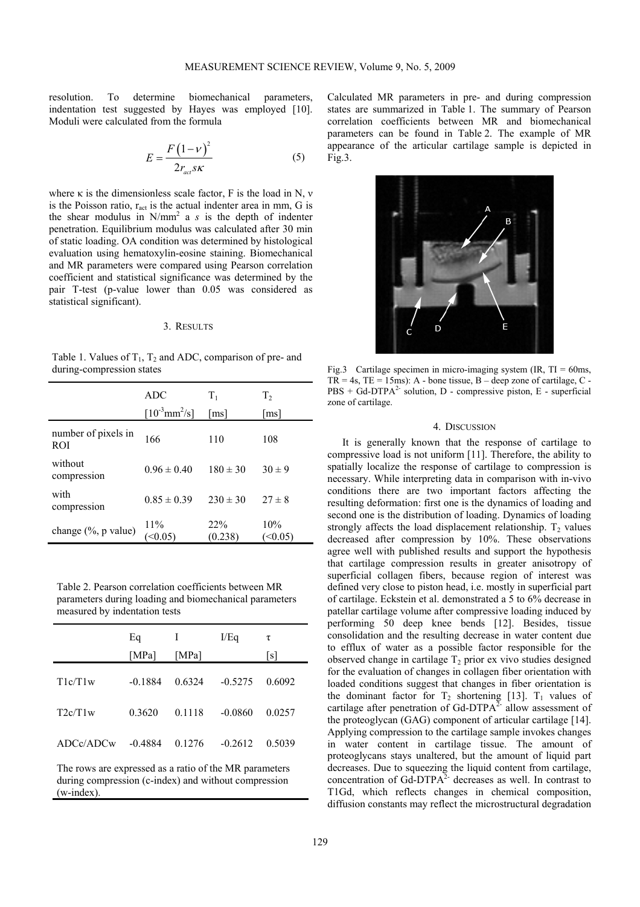resolution. To determine biomechanical parameters, indentation test suggested by Hayes was employed [10]. Moduli were calculated from the formula

$$E = \frac{F(1-\nu)^2}{2r_{act}s\kappa} \qquad (5)$$

where κ is the dimensionless scale factor, F is the load in N, ν is the Poisson ratio, $r_{act}$ is the actual indenter area in mm, G is the shear modulus in N/mm$^2$ a *s* is the depth of indenter penetration. Equilibrium modulus was calculated after 30 min of static loading. OA condition was determined by histological evaluation using hematoxylin-eosine staining. Biomechanical and MR parameters were compared using Pearson correlation coefficient and statistical significance was determined by the pair T-test (p-value lower than 0.05 was considered as statistical significant).

## 3. RESULTS

Table 1. Values of $T_1$, $T_2$ and ADC, comparison of pre- and during-compression states

| | ADC [$10^{-3}$mm$^2$/s] | $T_1$ [ms] | $T_2$ [ms] |
|---|---|---|---|
| number of pixels in ROI | 166 | 110 | 108 |
| without compression | 0.96 ± 0.40 | 180 ± 30 | 30 ± 9 |
| with compression | 0.85 ± 0.39 | 230 ± 30 | 27 ± 8 |
| change (%, p value) | 11% (<0.05) | 22% (0.238) | 10% (<0.05) |

Table 2. Pearson correlation coefficients between MR parameters during loading and biomechanical parameters measured by indentation tests

| | Eq [MPa] | I [MPa] | I/Eq | τ [s] |
|---|---|---|---|---|
| T1c/T1w | -0.1884 | 0.6324 | -0.5275 | 0.6092 |
| T2c/T1w | 0.3620 | 0.1118 | -0.0860 | 0.0257 |
| ADCc/ADCw | -0.4884 | 0.1276 | -0.2612 | 0.5039 |

The rows are expressed as a ratio of the MR parameters during compression (c-index) and without compression (w-index).

Calculated MR parameters in pre- and during compression states are summarized in Table 1. The summary of Pearson correlation coefficients between MR and biomechanical parameters can be found in Table 2. The example of MR appearance of the articular cartilage sample is depicted in Fig.3.

Fig.3 Cartilage specimen in micro-imaging system (IR, TI = 60ms, TR = 4s, TE = 15ms): A - bone tissue, B – deep zone of cartilage, C - PBS + Gd-DTPA$^{2-}$ solution, D - compressive piston, E - superficial zone of cartilage.

## 4. DISCUSSION

It is generally known that the response of cartilage to compressive load is not uniform [11]. Therefore, the ability to spatially localize the response of cartilage to compression is necessary. While interpreting data in comparison with in-vivo conditions there are two important factors affecting the resulting deformation: first one is the dynamics of loading and second one is the distribution of loading. Dynamics of loading strongly affects the load displacement relationship. $T_2$ values decreased after compression by 10%. These observations agree well with published results and support the hypothesis that cartilage compression results in greater anisotropy of superficial collagen fibers, because region of interest was defined very close to piston head, i.e. mostly in superficial part of cartilage. Eckstein et al. demonstrated a 5 to 6% decrease in patellar cartilage volume after compressive loading induced by performing 50 deep knee bends [12]. Besides, tissue consolidation and the resulting decrease in water content due to efflux of water as a possible factor responsible for the observed change in cartilage $T_2$ prior ex vivo studies designed for the evaluation of changes in collagen fiber orientation with loaded conditions suggest that changes in fiber orientation is the dominant factor for $T_2$ shortening [13]. $T_1$ values of cartilage after penetration of Gd-DTPA$^{2-}$ allow assessment of the proteoglycan (GAG) component of articular cartilage [14]. Applying compression to the cartilage sample invokes changes in water content in cartilage tissue. The amount of proteoglycans stays unaltered, but the amount of liquid part decreases. Due to squeezing the liquid content from cartilage, concentration of Gd-DTPA$^{2-}$ decreases as well. In contrast to T1Gd, which reflects changes in chemical composition, diffusion constants may reflect the microstructural degradation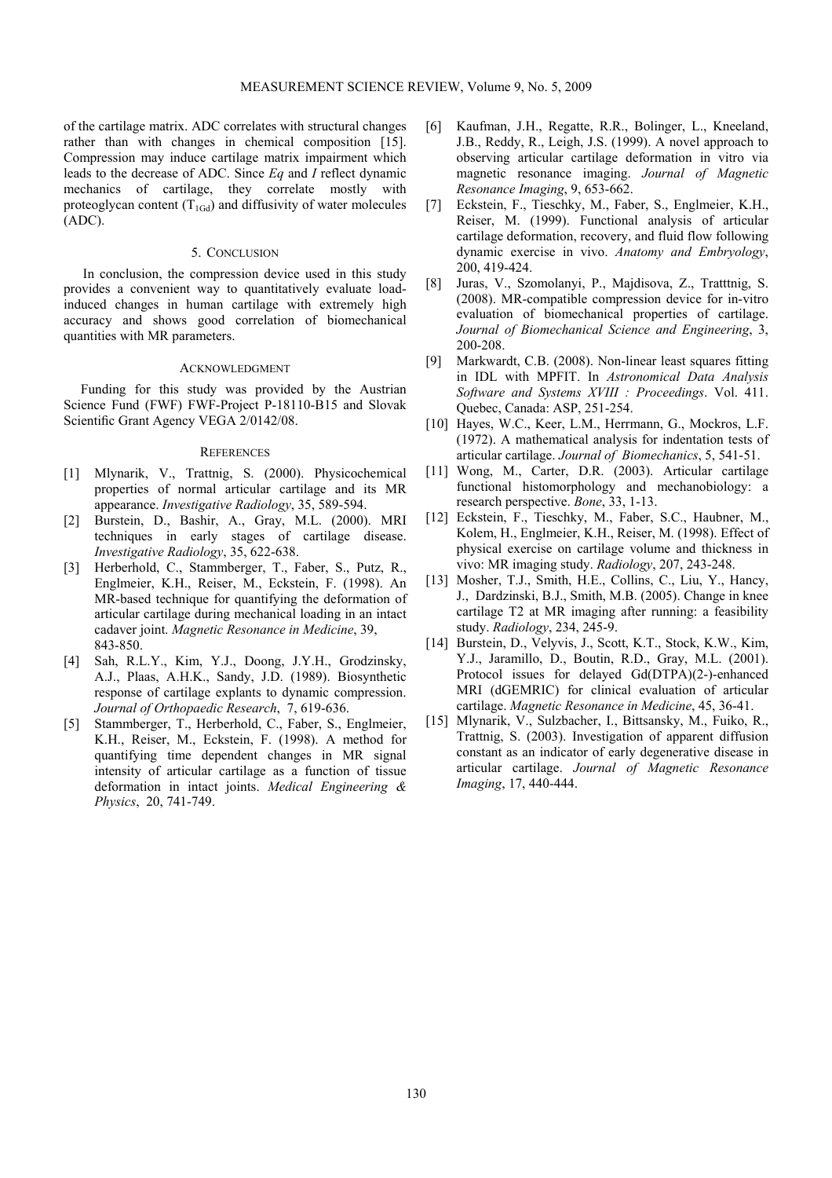of the cartilage matrix. ADC correlates with structural changes rather than with changes in chemical composition [15]. Compression may induce cartilage matrix impairment which leads to the decrease of ADC. Since *Eq* and *I* reflect dynamic mechanics of cartilage, they correlate mostly with proteoglycan content ($T_{1Gd}$) and diffusivity of water molecules (ADC).

## 5. Conclusion

In conclusion, the compression device used in this study provides a convenient way to quantitatively evaluate load-induced changes in human cartilage with extremely high accuracy and shows good correlation of biomechanical quantities with MR parameters.

## Acknowledgment

Funding for this study was provided by the Austrian Science Fund (FWF) FWF-Project P-18110-B15 and Slovak Scientific Grant Agency VEGA 2/0142/08.

## References

[1] Mlynarik, V., Trattnig, S. (2000). Physicochemical properties of normal articular cartilage and its MR appearance. *Investigative Radiology*, 35, 589-594.

[2] Burstein, D., Bashir, A., Gray, M.L. (2000). MRI techniques in early stages of cartilage disease. *Investigative Radiology*, 35, 622-638.

[3] Herberhold, C., Stammberger, T., Faber, S., Putz, R., Englmeier, K.H., Reiser, M., Eckstein, F. (1998). An MR-based technique for quantifying the deformation of articular cartilage during mechanical loading in an intact cadaver joint. *Magnetic Resonance in Medicine*, 39, 843-850.

[4] Sah, R.L.Y., Kim, Y.J., Doong, J.Y.H., Grodzinsky, A.J., Plaas, A.H.K., Sandy, J.D. (1989). Biosynthetic response of cartilage explants to dynamic compression. *Journal of Orthopaedic Research*, 7, 619-636.

[5] Stammberger, T., Herberhold, C., Faber, S., Englmeier, K.H., Reiser, M., Eckstein, F. (1998). A method for quantifying time dependent changes in MR signal intensity of articular cartilage as a function of tissue deformation in intact joints. *Medical Engineering & Physics*, 20, 741-749.

[6] Kaufman, J.H., Regatte, R.R., Bolinger, L., Kneeland, J.B., Reddy, R., Leigh, J.S. (1999). A novel approach to observing articular cartilage deformation in vitro via magnetic resonance imaging. *Journal of Magnetic Resonance Imaging*, 9, 653-662.

[7] Eckstein, F., Tieschky, M., Faber, S., Englmeier, K.H., Reiser, M. (1999). Functional analysis of articular cartilage deformation, recovery, and fluid flow following dynamic exercise in vivo. *Anatomy and Embryology*, 200, 419-424.

[8] Juras, V., Szomolanyi, P., Majdisova, Z., Tratttnig, S. (2008). MR-compatible compression device for in-vitro evaluation of biomechanical properties of cartilage. *Journal of Biomechanical Science and Engineering*, 3, 200-208.

[9] Markwardt, C.B. (2008). Non-linear least squares fitting in IDL with MPFIT. In *Astronomical Data Analysis Software and Systems XVIII : Proceedings*. Vol. 411. Quebec, Canada: ASP, 251-254.

[10] Hayes, W.C., Keer, L.M., Herrmann, G., Mockros, L.F. (1972). A mathematical analysis for indentation tests of articular cartilage. *Journal of Biomechanics*, 5, 541-51.

[11] Wong, M., Carter, D.R. (2003). Articular cartilage functional histomorphology and mechanobiology: a research perspective. *Bone*, 33, 1-13.

[12] Eckstein, F., Tieschky, M., Faber, S.C., Haubner, M., Kolem, H., Englmeier, K.H., Reiser, M. (1998). Effect of physical exercise on cartilage volume and thickness in vivo: MR imaging study. *Radiology*, 207, 243-248.

[13] Mosher, T.J., Smith, H.E., Collins, C., Liu, Y., Hancy, J., Dardzinski, B.J., Smith, M.B. (2005). Change in knee cartilage T2 at MR imaging after running: a feasibility study. *Radiology*, 234, 245-9.

[14] Burstein, D., Velyvis, J., Scott, K.T., Stock, K.W., Kim, Y.J., Jaramillo, D., Boutin, R.D., Gray, M.L. (2001). Protocol issues for delayed Gd(DTPA)(2-)-enhanced MRI (dGEMRIC) for clinical evaluation of articular cartilage. *Magnetic Resonance in Medicine*, 45, 36-41.

[15] Mlynarik, V., Sulzbacher, I., Bittsansky, M., Fuiko, R., Trattnig, S. (2003). Investigation of apparent diffusion constant as an indicator of early degenerative disease in articular cartilage. *Journal of Magnetic Resonance Imaging*, 17, 440-444.